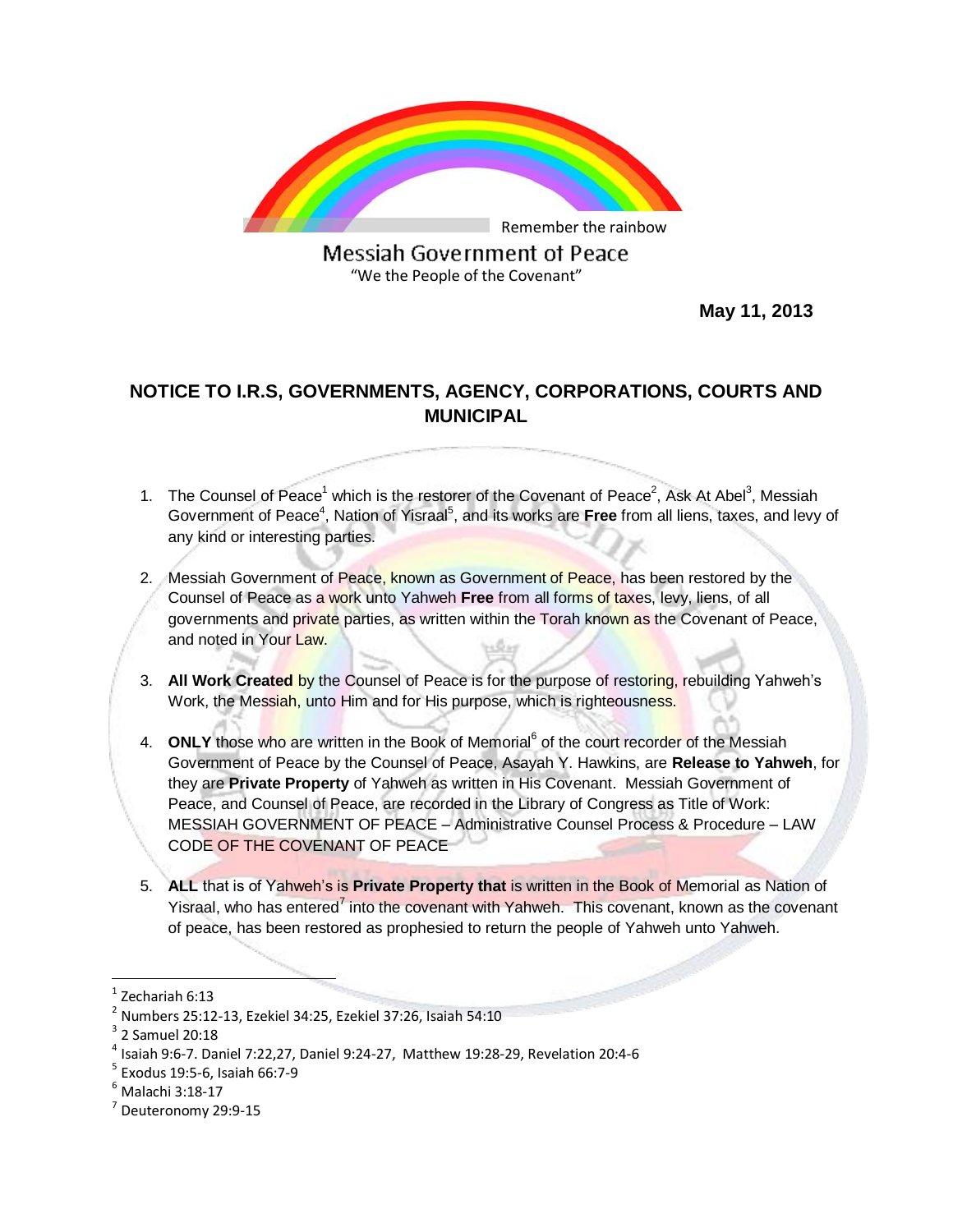Remember the rainbow

Messiah Government of Peace

"We the People of the Covenant"

**May 11, 2013**

## NOTICE TO I.R.S, GOVERNMENTS, AGENCY, CORPORATIONS, COURTS AND MUNICIPAL

1. The Counsel of Peace[1] which is the restorer of the Covenant of Peace[2], Ask At Abel[3], Messiah Government of Peace[4], Nation of Yisraal[5], and its works are **Free** from all liens, taxes, and levy of any kind or interesting parties.

2. Messiah Government of Peace, known as Government of Peace, has been restored by the Counsel of Peace as a work unto Yahweh **Free** from all forms of taxes, levy, liens, of all governments and private parties, as written within the Torah known as the Covenant of Peace, and noted in Your Law.

3. **All Work Created** by the Counsel of Peace is for the purpose of restoring, rebuilding Yahweh's Work, the Messiah, unto Him and for His purpose, which is righteousness.

4. **ONLY** those who are written in the Book of Memorial[6] of the court recorder of the Messiah Government of Peace by the Counsel of Peace, Asayah Y. Hawkins, are **Release to Yahweh**, for they are **Private Property** of Yahweh as written in His Covenant. Messiah Government of Peace, and Counsel of Peace, are recorded in the Library of Congress as Title of Work: MESSIAH GOVERNMENT OF PEACE – Administrative Counsel Process & Procedure – LAW CODE OF THE COVENANT OF PEACE

5. **ALL** that is of Yahweh's is **Private Property that** is written in the Book of Memorial as Nation of Yisraal, who has entered[7] into the covenant with Yahweh. This covenant, known as the covenant of peace, has been restored as prophesied to return the people of Yahweh unto Yahweh.

---

[1] Zechariah 6:13

[2] Numbers 25:12-13, Ezekiel 34:25, Ezekiel 37:26, Isaiah 54:10

[3] 2 Samuel 20:18

[4] Isaiah 9:6-7. Daniel 7:22,27, Daniel 9:24-27, Matthew 19:28-29, Revelation 20:4-6

[5] Exodus 19:5-6, Isaiah 66:7-9

[6] Malachi 3:18-17

[7] Deuteronomy 29:9-15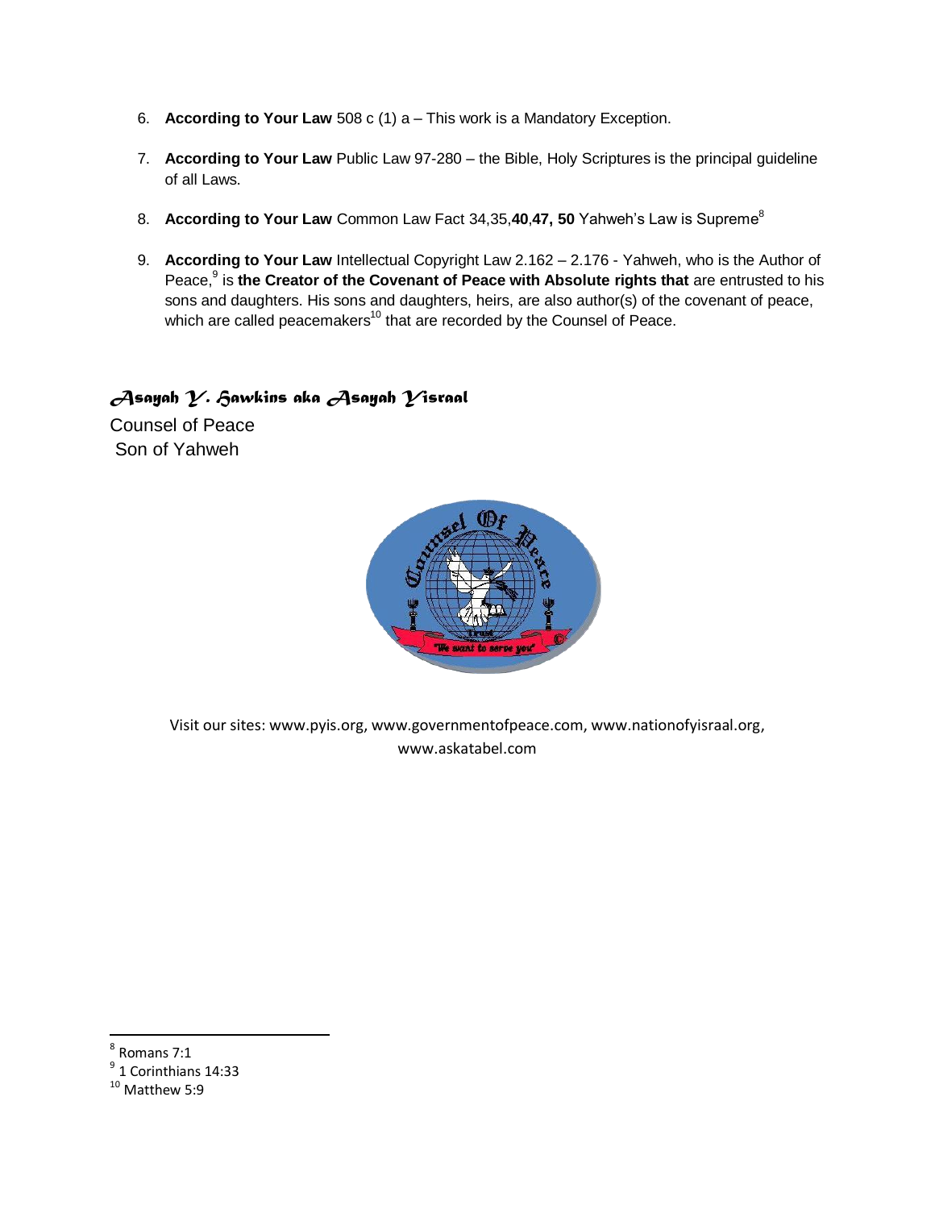6. **According to Your Law** 508 c (1) a – This work is a Mandatory Exception.

7. **According to Your Law** Public Law 97-280 – the Bible, Holy Scriptures is the principal guideline of all Laws.

8. **According to Your Law** Common Law Fact 34,35,**40**,**47, 50** Yahweh's Law is Supreme[8]

9. **According to Your Law** Intellectual Copyright Law 2.162 – 2.176 - Yahweh, who is the Author of Peace,[9] is **the Creator of the Covenant of Peace with Absolute rights that** are entrusted to his sons and daughters. His sons and daughters, heirs, are also author(s) of the covenant of peace, which are called peacemakers[10] that are recorded by the Counsel of Peace.

*Asayah Y. Hawkins aka Asayah Yisraal*

Counsel of Peace
Son of Yahweh

Visit our sites: www.pyis.org, www.governmentofpeace.com, www.nationofyisraal.org, www.askatabel.com

[8] Romans 7:1
[9] 1 Corinthians 14:33
[10] Matthew 5:9